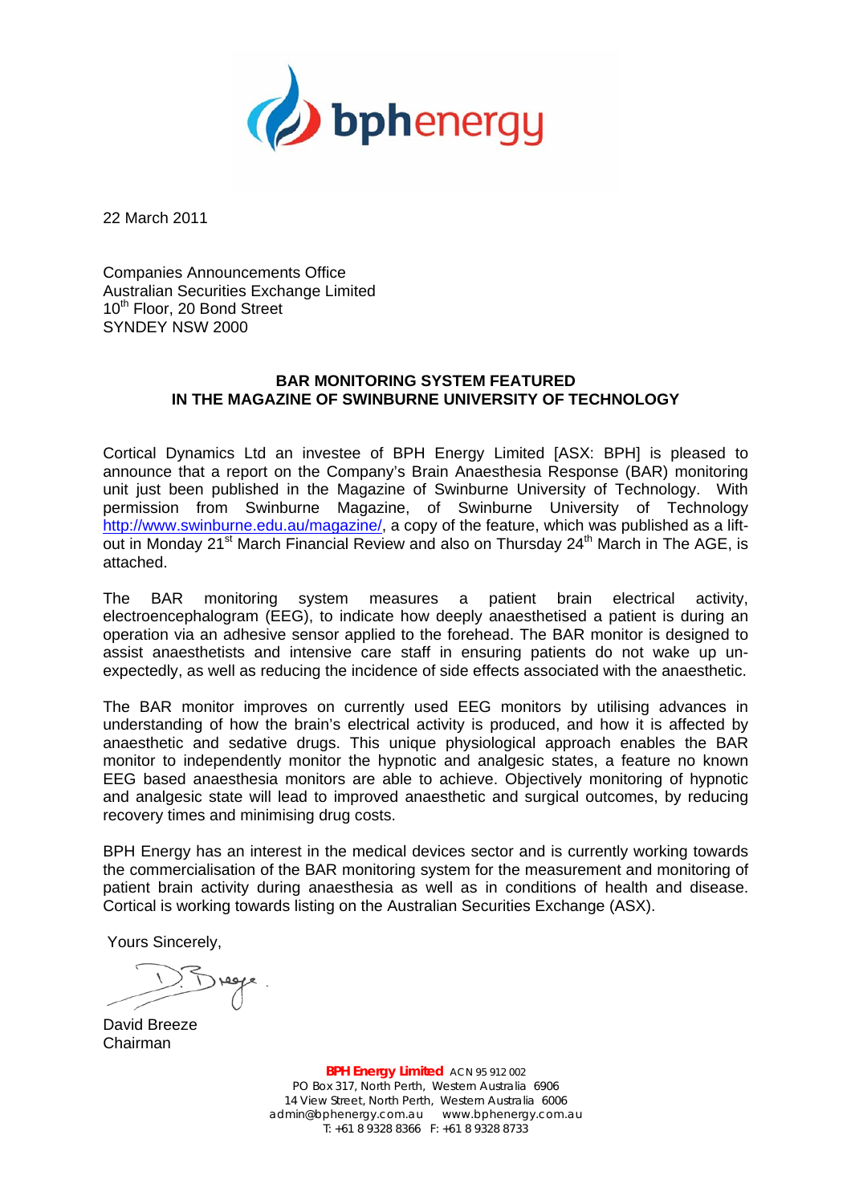bphenergy

22 March 2011

Companies Announcements Office
Australian Securities Exchange Limited
10th Floor, 20 Bond Street
SYNDEY NSW 2000

## BAR MONITORING SYSTEM FEATURED IN THE MAGAZINE OF SWINBURNE UNIVERSITY OF TECHNOLOGY

Cortical Dynamics Ltd an investee of BPH Energy Limited [ASX: BPH] is pleased to announce that a report on the Company's Brain Anaesthesia Response (BAR) monitoring unit just been published in the Magazine of Swinburne University of Technology. With permission from Swinburne Magazine, of Swinburne University of Technology http://www.swinburne.edu.au/magazine/, a copy of the feature, which was published as a lift-out in Monday 21st March Financial Review and also on Thursday 24th March in The AGE, is attached.

The BAR monitoring system measures a patient brain electrical activity, electroencephalogram (EEG), to indicate how deeply anaesthetised a patient is during an operation via an adhesive sensor applied to the forehead. The BAR monitor is designed to assist anaesthetists and intensive care staff in ensuring patients do not wake up un-expectedly, as well as reducing the incidence of side effects associated with the anaesthetic.

The BAR monitor improves on currently used EEG monitors by utilising advances in understanding of how the brain's electrical activity is produced, and how it is affected by anaesthetic and sedative drugs. This unique physiological approach enables the BAR monitor to independently monitor the hypnotic and analgesic states, a feature no known EEG based anaesthesia monitors are able to achieve. Objectively monitoring of hypnotic and analgesic state will lead to improved anaesthetic and surgical outcomes, by reducing recovery times and minimising drug costs.

BPH Energy has an interest in the medical devices sector and is currently working towards the commercialisation of the BAR monitoring system for the measurement and monitoring of patient brain activity during anaesthesia as well as in conditions of health and disease. Cortical is working towards listing on the Australian Securities Exchange (ASX).

Yours Sincerely,

David Breeze
Chairman

**BPH Energy Limited** ACN 95 912 002
PO Box 317, North Perth, Western Australia 6906
14 View Street, North Perth, Western Australia 6006
admin@bphenergy.com.au www.bphenergy.com.au
T: +61 8 9328 8366 F: +61 8 9328 8733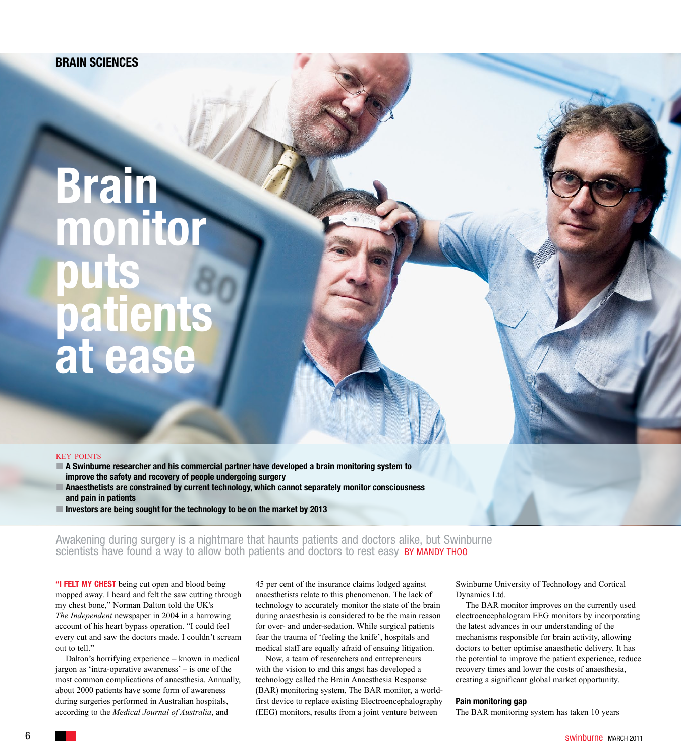BRAIN SCIENCES

# Brain monitor puts patients at ease

KEY POINTS

- **A Swinburne researcher and his commercial partner have developed a brain monitoring system to improve the safety and recovery of people undergoing surgery**
- **Anaesthetists are constrained by current technology, which cannot separately monitor consciousness and pain in patients**
- **Investors are being sought for the technology to be on the market by 2013**

Awakening during surgery is a nightmare that haunts patients and doctors alike, but Swinburne scientists have found a way to allow both patients and doctors to rest easy BY MANDY THOO

**"I FELT MY CHEST** being cut open and blood being mopped away. I heard and felt the saw cutting through my chest bone," Norman Dalton told the UK's *The Independent* newspaper in 2004 in a harrowing account of his heart bypass operation. "I could feel every cut and saw the doctors made. I couldn't scream out to tell."

Dalton's horrifying experience – known in medical jargon as 'intra-operative awareness' – is one of the most common complications of anaesthesia. Annually, about 2000 patients have some form of awareness during surgeries performed in Australian hospitals, according to the *Medical Journal of Australia*, and 45 per cent of the insurance claims lodged against anaesthetists relate to this phenomenon. The lack of technology to accurately monitor the state of the brain during anaesthesia is considered to be the main reason for over- and under-sedation. While surgical patients fear the trauma of 'feeling the knife', hospitals and medical staff are equally afraid of ensuing litigation.

Now, a team of researchers and entrepreneurs with the vision to end this angst has developed a technology called the Brain Anaesthesia Response (BAR) monitoring system. The BAR monitor, a world-first device to replace existing Electroencephalography (EEG) monitors, results from a joint venture between Swinburne University of Technology and Cortical Dynamics Ltd.

The BAR monitor improves on the currently used electroencephalogram EEG monitors by incorporating the latest advances in our understanding of the mechanisms responsible for brain activity, allowing doctors to better optimise anaesthetic delivery. It has the potential to improve the patient experience, reduce recovery times and lower the costs of anaesthesia, creating a significant global market opportunity.

### Pain monitoring gap

The BAR monitoring system has taken 10 years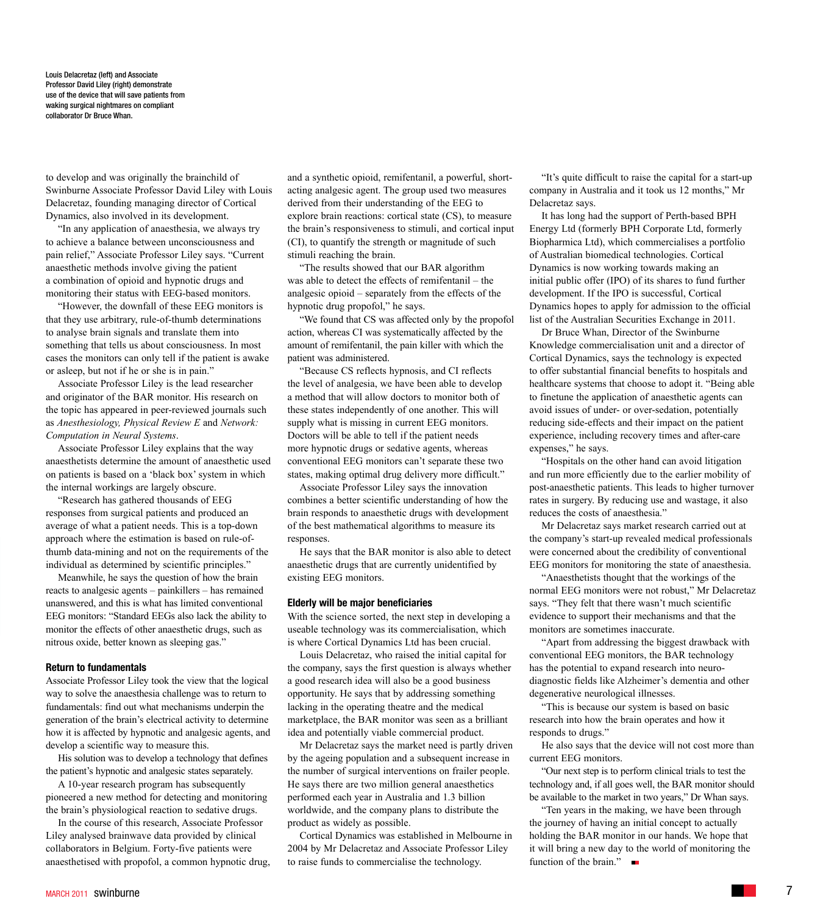Louis Delacretaz (left) and Associate Professor David Liley (right) demonstrate use of the device that will save patients from waking surgical nightmares on compliant collaborator Dr Bruce Whan.

to develop and was originally the brainchild of Swinburne Associate Professor David Liley with Louis Delacretaz, founding managing director of Cortical Dynamics, also involved in its development.

"In any application of anaesthesia, we always try to achieve a balance between unconsciousness and pain relief," Associate Professor Liley says. "Current anaesthetic methods involve giving the patient a combination of opioid and hypnotic drugs and monitoring their status with EEG-based monitors.

"However, the downfall of these EEG monitors is that they use arbitrary, rule-of-thumb determinations to analyse brain signals and translate them into something that tells us about consciousness. In most cases the monitors can only tell if the patient is awake or asleep, but not if he or she is in pain."

Associate Professor Liley is the lead researcher and originator of the BAR monitor. His research on the topic has appeared in peer-reviewed journals such as *Anesthesiology, Physical Review E* and *Network: Computation in Neural Systems*.

Associate Professor Liley explains that the way anaesthetists determine the amount of anaesthetic used on patients is based on a 'black box' system in which the internal workings are largely obscure.

"Research has gathered thousands of EEG responses from surgical patients and produced an average of what a patient needs. This is a top-down approach where the estimation is based on rule-of-thumb data-mining and not on the requirements of the individual as determined by scientific principles."

Meanwhile, he says the question of how the brain reacts to analgesic agents – painkillers – has remained unanswered, and this is what has limited conventional EEG monitors: "Standard EEGs also lack the ability to monitor the effects of other anaesthetic drugs, such as nitrous oxide, better known as sleeping gas."

### Return to fundamentals

Associate Professor Liley took the view that the logical way to solve the anaesthesia challenge was to return to fundamentals: find out what mechanisms underpin the generation of the brain's electrical activity to determine how it is affected by hypnotic and analgesic agents, and develop a scientific way to measure this.

His solution was to develop a technology that defines the patient's hypnotic and analgesic states separately.

A 10-year research program has subsequently pioneered a new method for detecting and monitoring the brain's physiological reaction to sedative drugs.

In the course of this research, Associate Professor Liley analysed brainwave data provided by clinical collaborators in Belgium. Forty-five patients were anaesthetised with propofol, a common hypnotic drug, and a synthetic opioid, remifentanil, a powerful, short-acting analgesic agent. The group used two measures derived from their understanding of the EEG to explore brain reactions: cortical state (CS), to measure the brain's responsiveness to stimuli, and cortical input (CI), to quantify the strength or magnitude of such stimuli reaching the brain.

"The results showed that our BAR algorithm was able to detect the effects of remifentanil – the analgesic opioid – separately from the effects of the hypnotic drug propofol," he says.

"We found that CS was affected only by the propofol action, whereas CI was systematically affected by the amount of remifentanil, the pain killer with which the patient was administered.

"Because CS reflects hypnosis, and CI reflects the level of analgesia, we have been able to develop a method that will allow doctors to monitor both of these states independently of one another. This will supply what is missing in current EEG monitors. Doctors will be able to tell if the patient needs more hypnotic drugs or sedative agents, whereas conventional EEG monitors can't separate these two states, making optimal drug delivery more difficult."

Associate Professor Liley says the innovation combines a better scientific understanding of how the brain responds to anaesthetic drugs with development of the best mathematical algorithms to measure its responses.

He says that the BAR monitor is also able to detect anaesthetic drugs that are currently unidentified by existing EEG monitors.

### Elderly will be major beneficiaries

With the science sorted, the next step in developing a useable technology was its commercialisation, which is where Cortical Dynamics Ltd has been crucial.

Louis Delacretaz, who raised the initial capital for the company, says the first question is always whether a good research idea will also be a good business opportunity. He says that by addressing something lacking in the operating theatre and the medical marketplace, the BAR monitor was seen as a brilliant idea and potentially viable commercial product.

Mr Delacretaz says the market need is partly driven by the ageing population and a subsequent increase in the number of surgical interventions on frailer people. He says there are two million general anaesthetics performed each year in Australia and 1.3 billion worldwide, and the company plans to distribute the product as widely as possible.

Cortical Dynamics was established in Melbourne in 2004 by Mr Delacretaz and Associate Professor Liley to raise funds to commercialise the technology.

"It's quite difficult to raise the capital for a start-up company in Australia and it took us 12 months," Mr Delacretaz says.

It has long had the support of Perth-based BPH Energy Ltd (formerly BPH Corporate Ltd, formerly Biopharmica Ltd), which commercialises a portfolio of Australian biomedical technologies. Cortical Dynamics is now working towards making an initial public offer (IPO) of its shares to fund further development. If the IPO is successful, Cortical Dynamics hopes to apply for admission to the official list of the Australian Securities Exchange in 2011.

Dr Bruce Whan, Director of the Swinburne Knowledge commercialisation unit and a director of Cortical Dynamics, says the technology is expected to offer substantial financial benefits to hospitals and healthcare systems that choose to adopt it. "Being able to finetune the application of anaesthetic agents can avoid issues of under- or over-sedation, potentially reducing side-effects and their impact on the patient experience, including recovery times and after-care expenses," he says.

"Hospitals on the other hand can avoid litigation and run more efficiently due to the earlier mobility of post-anaesthetic patients. This leads to higher turnover rates in surgery. By reducing use and wastage, it also reduces the costs of anaesthesia."

Mr Delacretaz says market research carried out at the company's start-up revealed medical professionals were concerned about the credibility of conventional EEG monitors for monitoring the state of anaesthesia.

"Anaesthetists thought that the workings of the normal EEG monitors were not robust," Mr Delacretaz says. "They felt that there wasn't much scientific evidence to support their mechanisms and that the monitors are sometimes inaccurate.

"Apart from addressing the biggest drawback with conventional EEG monitors, the BAR technology has the potential to expand research into neuro-diagnostic fields like Alzheimer's dementia and other degenerative neurological illnesses.

"This is because our system is based on basic research into how the brain operates and how it responds to drugs."

He also says that the device will not cost more than current EEG monitors.

"Our next step is to perform clinical trials to test the technology and, if all goes well, the BAR monitor should be available to the market in two years," Dr Whan says.

"Ten years in the making, we have been through the journey of having an initial concept to actually holding the BAR monitor in our hands. We hope that it will bring a new day to the world of monitoring the function of the brain."